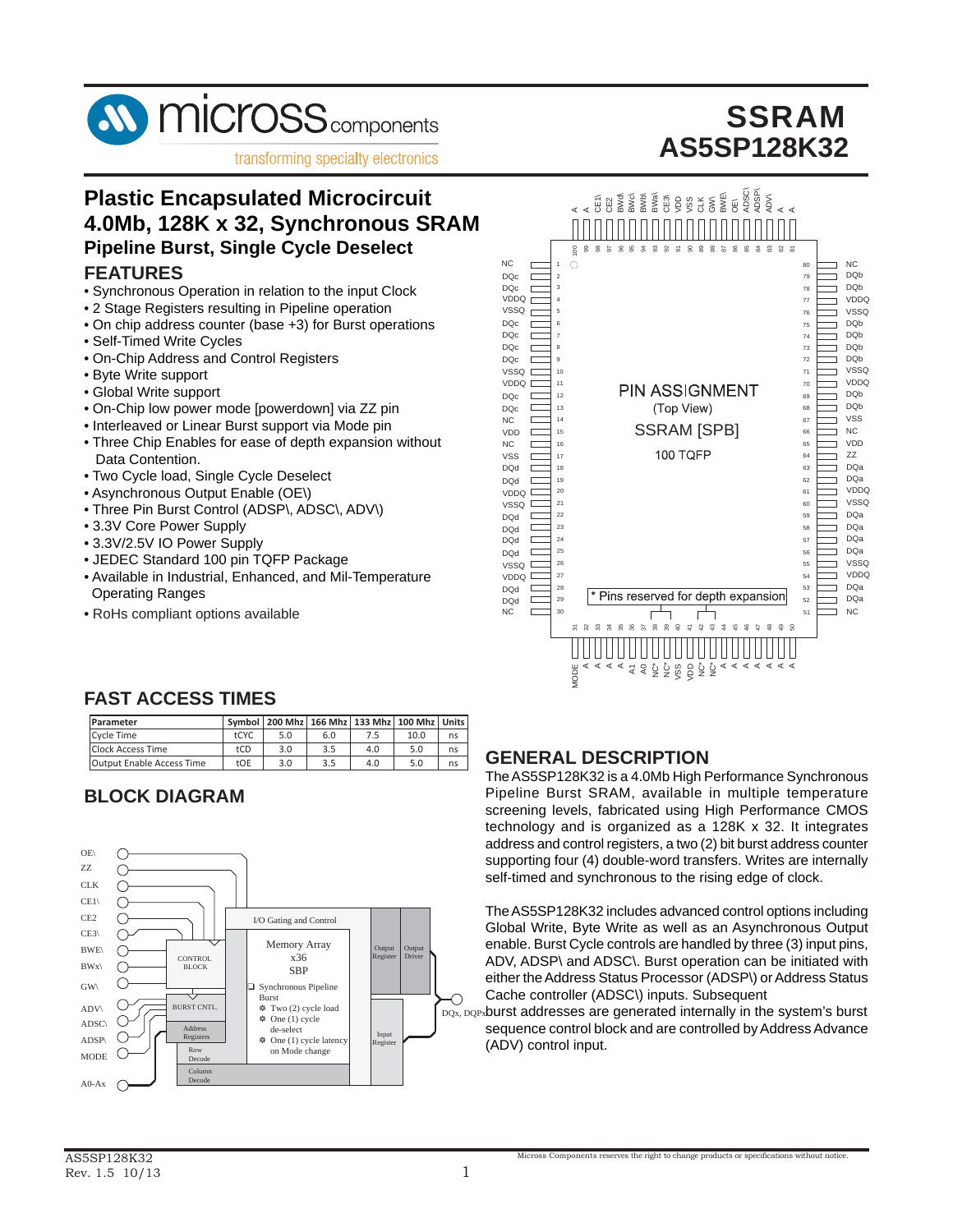# SSRAM
# AS5SP128K32

## Plastic Encapsulated Microcircuit
## 4.0Mb, 128K x 32, Synchronous SRAM
### Pipeline Burst, Single Cycle Deselect

## FEATURES

- Synchronous Operation in relation to the input Clock
- 2 Stage Registers resulting in Pipeline operation
- On chip address counter (base +3) for Burst operations
- Self-Timed Write Cycles
- On-Chip Address and Control Registers
- Byte Write support
- Global Write support
- On-Chip low power mode [powerdown] via ZZ pin
- Interleaved or Linear Burst support via Mode pin
- Three Chip Enables for ease of depth expansion without Data Contention.
- Two Cycle load, Single Cycle Deselect
- Asynchronous Output Enable (OE\)
- Three Pin Burst Control (ADSP\, ADSC\, ADV\)
- 3.3V Core Power Supply
- 3.3V/2.5V IO Power Supply
- JEDEC Standard 100 pin TQFP Package
- Available in Industrial, Enhanced, and Mil-Temperature Operating Ranges
- RoHs compliant options available

PIN ASSIGNMENT (Top View) SSRAM [SPB] 100 TQFP

* Pins reserved for depth expansion

## FAST ACCESS TIMES

| Parameter | Symbol | 200 Mhz | 166 Mhz | 133 Mhz | 100 Mhz | Units |
|---|---|---|---|---|---|---|
| Cycle Time | tCYC | 5.0 | 6.0 | 7.5 | 10.0 | ns |
| Clock Access Time | tCD | 3.0 | 3.5 | 4.0 | 5.0 | ns |
| Output Enable Access Time | tOE | 3.0 | 3.5 | 4.0 | 5.0 | ns |

## BLOCK DIAGRAM

## GENERAL DESCRIPTION

The AS5SP128K32 is a 4.0Mb High Performance Synchronous Pipeline Burst SRAM, available in multiple temperature screening levels, fabricated using High Performance CMOS technology and is organized as a 128K x 32. It integrates address and control registers, a two (2) bit burst address counter supporting four (4) double-word transfers. Writes are internally self-timed and synchronous to the rising edge of clock.

The AS5SP128K32 includes advanced control options including Global Write, Byte Write as well as an Asynchronous Output enable. Burst Cycle controls are handled by three (3) input pins, ADV, ADSP\ and ADSC\. Burst operation can be initiated with either the Address Status Processor (ADSP\) or Address Status Cache controller (ADSC\) inputs. Subsequent burst addresses are generated internally in the system's burst sequence control block and are controlled by Address Advance (ADV) control input.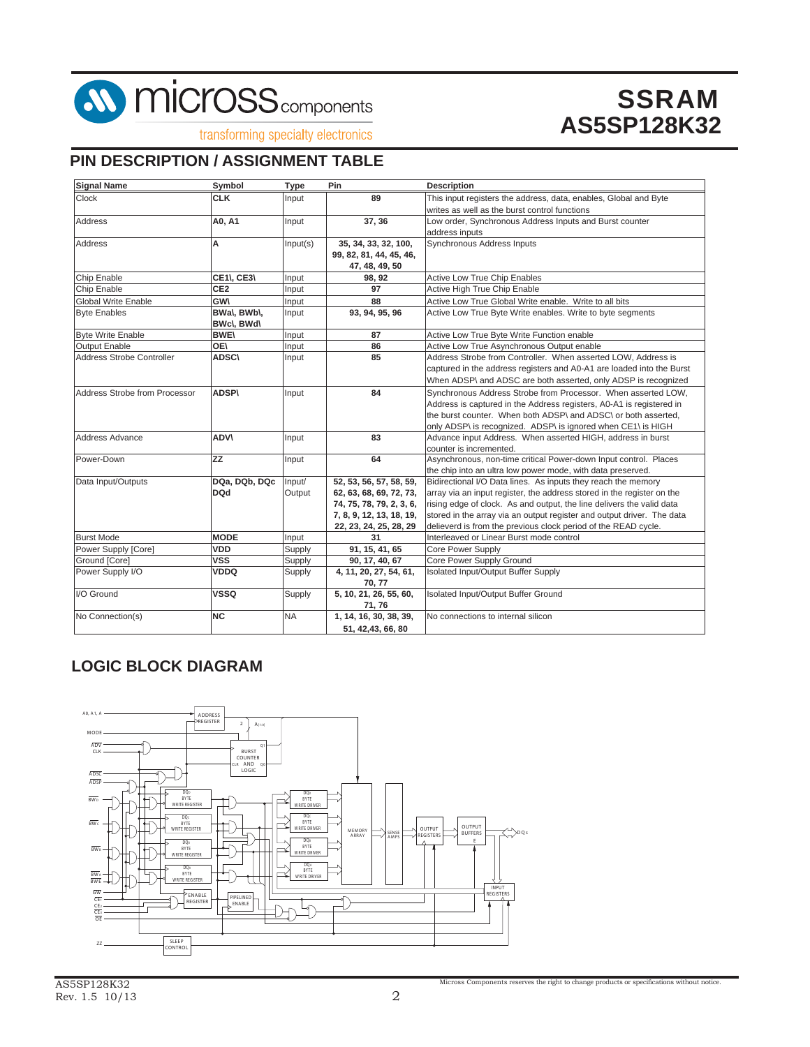# SSRAM AS5SP128K32

## PIN DESCRIPTION / ASSIGNMENT TABLE

| Signal Name | Symbol | Type | Pin | Description |
|---|---|---|---|---|
| Clock | **CLK** | Input | **89** | This input registers the address, data, enables, Global and Byte writes as well as the burst control functions |
| Address | **A0, A1** | Input | **37, 36** | Low order, Synchronous Address Inputs and Burst counter address inputs |
| Address | **A** | Input(s) | **35, 34, 33, 32, 100, 99, 82, 81, 44, 45, 46, 47, 48, 49, 50** | Synchronous Address Inputs |
| Chip Enable | **CE1\, CE3\** | Input | **98, 92** | Active Low True Chip Enables |
| Chip Enable | **CE2** | Input | **97** | Active High True Chip Enable |
| Global Write Enable | **GW\** | Input | **88** | Active Low True Global Write enable. Write to all bits |
| Byte Enables | **BWa\, BWb\, BWc\, BWd\** | Input | **93, 94, 95, 96** | Active Low True Byte Write enables. Write to byte segments |
| Byte Write Enable | **BWE\** | Input | **87** | Active Low True Byte Write Function enable |
| Output Enable | **OE\** | Input | **86** | Active Low True Asynchronous Output enable |
| Address Strobe Controller | **ADSC\** | Input | **85** | Address Strobe from Controller. When asserted LOW, Address is captured in the address registers and A0-A1 are loaded into the Burst When ADSP\ and ADSC are both asserted, only ADSP is recognized |
| Address Strobe from Processor | **ADSP\** | Input | **84** | Synchronous Address Strobe from Processor. When asserted LOW, Address is captured in the Address registers, A0-A1 is registered in the burst counter. When both ADSP\ and ADSC\ or both asserted, only ADSP\ is recognized. ADSP\ is ignored when CE1\ is HIGH |
| Address Advance | **ADV\** | Input | **83** | Advance input Address. When asserted HIGH, address in burst counter is incremented. |
| Power-Down | **ZZ** | Input | **64** | Asynchronous, non-time critical Power-down Input control. Places the chip into an ultra low power mode, with data preserved. |
| Data Input/Outputs | **DQa, DQb, DQc DQd** | Input/ Output | **52, 53, 56, 57, 58, 59, 62, 63, 68, 69, 72, 73, 74, 75, 78, 79, 2, 3, 6, 7, 8, 9, 12, 13, 18, 19, 22, 23, 24, 25, 28, 29** | Bidirectional I/O Data lines. As inputs they reach the memory array via an input register, the address stored in the register on the rising edge of clock. As and output, the line delivers the valid data stored in the array via an output register and output driver. The data delieverd is from the previous clock period of the READ cycle. |
| Burst Mode | **MODE** | Input | **31** | Interleaved or Linear Burst mode control |
| Power Supply [Core] | **VDD** | Supply | **91, 15, 41, 65** | Core Power Supply |
| Ground [Core] | **VSS** | Supply | **90, 17, 40, 67** | Core Power Supply Ground |
| Power Supply I/O | **VDDQ** | Supply | **4, 11, 20, 27, 54, 61, 70, 77** | Isolated Input/Output Buffer Supply |
| I/O Ground | **VSSQ** | Supply | **5, 10, 21, 26, 55, 60, 71, 76** | Isolated Input/Output Buffer Ground |
| No Connection(s) | **NC** | NA | **1, 14, 16, 30, 38, 39, 51, 42,43, 66, 80** | No connections to internal silicon |

## LOGIC BLOCK DIAGRAM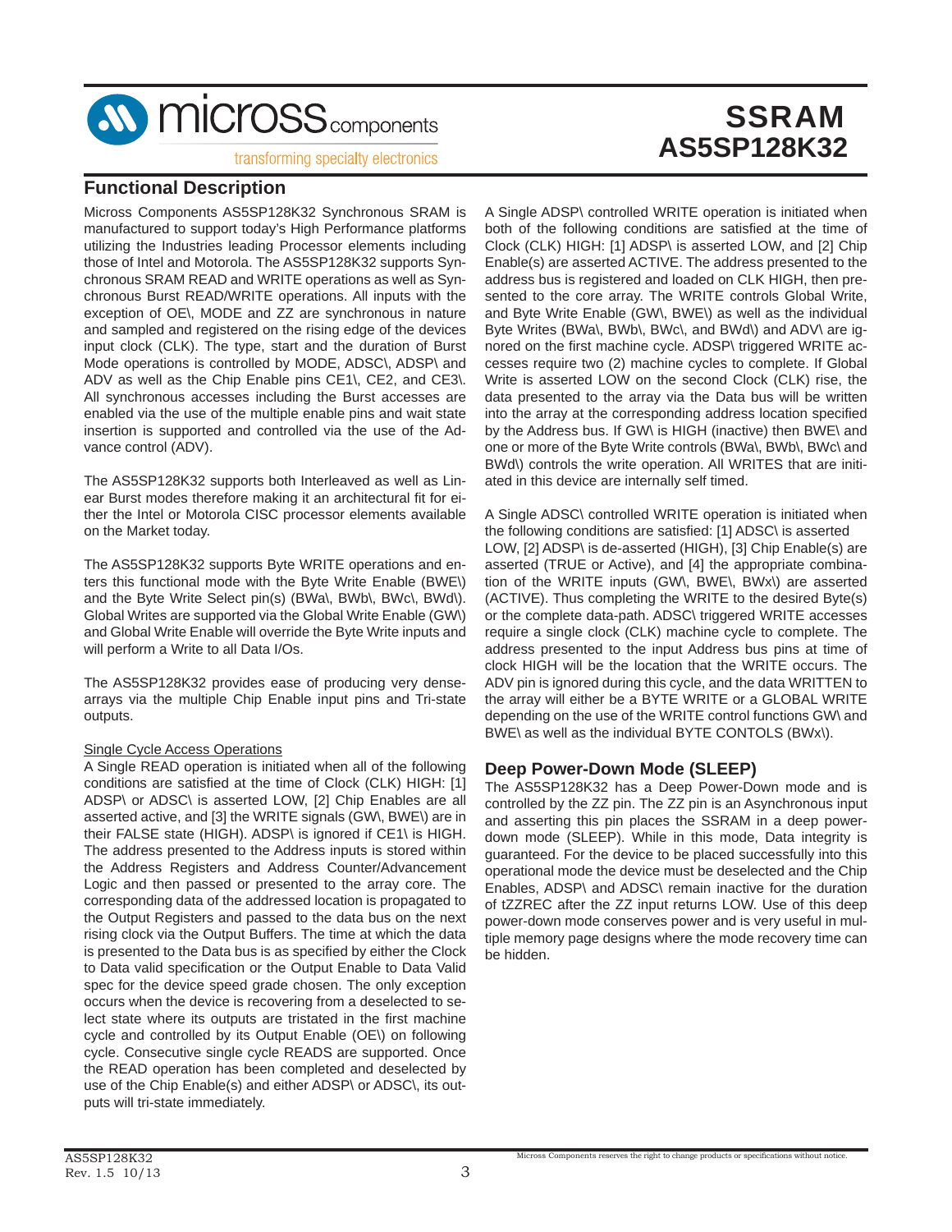## Functional Description

Micross Components AS5SP128K32 Synchronous SRAM is manufactured to support today's High Performance platforms utilizing the Industries leading Processor elements including those of Intel and Motorola. The AS5SP128K32 supports Synchronous SRAM READ and WRITE operations as well as Synchronous Burst READ/WRITE operations. All inputs with the exception of OE\, MODE and ZZ are synchronous in nature and sampled and registered on the rising edge of the devices input clock (CLK). The type, start and the duration of Burst Mode operations is controlled by MODE, ADSC\, ADSP\ and ADV as well as the Chip Enable pins CE1\, CE2, and CE3\. All synchronous accesses including the Burst accesses are enabled via the use of the multiple enable pins and wait state insertion is supported and controlled via the use of the Advance control (ADV).

The AS5SP128K32 supports both Interleaved as well as Linear Burst modes therefore making it an architectural fit for either the Intel or Motorola CISC processor elements available on the Market today.

The AS5SP128K32 supports Byte WRITE operations and enters this functional mode with the Byte Write Enable (BWE\) and the Byte Write Select pin(s) (BWa\, BWb\, BWc\, BWd\). Global Writes are supported via the Global Write Enable (GW\) and Global Write Enable will override the Byte Write inputs and will perform a Write to all Data I/Os.

The AS5SP128K32 provides ease of producing very dense-arrays via the multiple Chip Enable input pins and Tri-state outputs.

Single Cycle Access Operations

A Single READ operation is initiated when all of the following conditions are satisfied at the time of Clock (CLK) HIGH: [1] ADSP\ or ADSC\ is asserted LOW, [2] Chip Enables are all asserted active, and [3] the WRITE signals (GW\, BWE\) are in their FALSE state (HIGH). ADSP\ is ignored if CE1\ is HIGH. The address presented to the Address inputs is stored within the Address Registers and Address Counter/Advancement Logic and then passed or presented to the array core. The corresponding data of the addressed location is propagated to the Output Registers and passed to the data bus on the next rising clock via the Output Buffers. The time at which the data is presented to the Data bus is as specified by either the Clock to Data valid specification or the Output Enable to Data Valid spec for the device speed grade chosen. The only exception occurs when the device is recovering from a deselected to select state where its outputs are tristated in the first machine cycle and controlled by its Output Enable (OE\) on following cycle. Consecutive single cycle READS are supported. Once the READ operation has been completed and deselected by use of the Chip Enable(s) and either ADSP\ or ADSC\, its outputs will tri-state immediately.

A Single ADSP\ controlled WRITE operation is initiated when both of the following conditions are satisfied at the time of Clock (CLK) HIGH: [1] ADSP\ is asserted LOW, and [2] Chip Enable(s) are asserted ACTIVE. The address presented to the address bus is registered and loaded on CLK HIGH, then presented to the core array. The WRITE controls Global Write, and Byte Write Enable (GW\, BWE\) as well as the individual Byte Writes (BWa\, BWb\, BWc\, and BWd\) and ADV\ are ignored on the first machine cycle. ADSP\ triggered WRITE accesses require two (2) machine cycles to complete. If Global Write is asserted LOW on the second Clock (CLK) rise, the data presented to the array via the Data bus will be written into the array at the corresponding address location specified by the Address bus. If GW\ is HIGH (inactive) then BWE\ and one or more of the Byte Write controls (BWa\, BWb\, BWc\ and BWd\) controls the write operation. All WRITES that are initiated in this device are internally self timed.

A Single ADSC\ controlled WRITE operation is initiated when the following conditions are satisfied: [1] ADSC\ is asserted LOW, [2] ADSP\ is de-asserted (HIGH), [3] Chip Enable(s) are asserted (TRUE or Active), and [4] the appropriate combination of the WRITE inputs (GW\, BWE\, BWx\) are asserted (ACTIVE). Thus completing the WRITE to the desired Byte(s) or the complete data-path. ADSC\ triggered WRITE accesses require a single clock (CLK) machine cycle to complete. The address presented to the input Address bus pins at time of clock HIGH will be the location that the WRITE occurs. The ADV pin is ignored during this cycle, and the data WRITTEN to the array will either be a BYTE WRITE or a GLOBAL WRITE depending on the use of the WRITE control functions GW\ and BWE\ as well as the individual BYTE CONTOLS (BWx\).

## Deep Power-Down Mode (SLEEP)

The AS5SP128K32 has a Deep Power-Down mode and is controlled by the ZZ pin. The ZZ pin is an Asynchronous input and asserting this pin places the SSRAM in a deep power-down mode (SLEEP). While in this mode, Data integrity is guaranteed. For the device to be placed successfully into this operational mode the device must be deselected and the Chip Enables, ADSP\ and ADSC\ remain inactive for the duration of tZZREC after the ZZ input returns LOW. Use of this deep power-down mode conserves power and is very useful in multiple memory page designs where the mode recovery time can be hidden.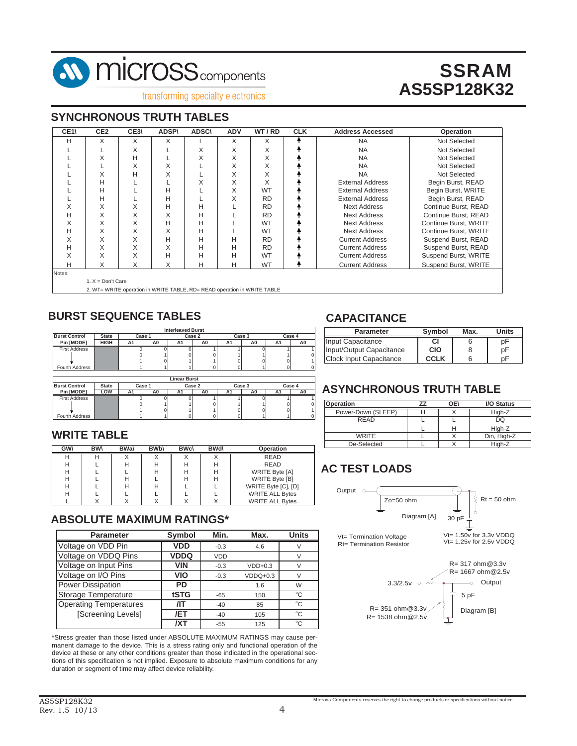# SSRAM AS5SP128K32

## SYNCHRONOUS TRUTH TABLES

| CE1\ | CE2 | CE3\ | ADSP\ | ADSC\ | ADV | WT / RD | CLK | Address Accessed | Operation |
|---|---|---|---|---|---|---|---|---|---|
| H | X | X | X | L | X | X | ↑ | NA | Not Selected |
| L | L | X | L | X | X | X | ↑ | NA | Not Selected |
| L | X | H | L | X | X | X | ↑ | NA | Not Selected |
| L | L | X | X | L | X | X | ↑ | NA | Not Selected |
| L | X | H | X | L | X | X | ↑ | NA | Not Selected |
| L | H | L | L | X | X | X | ↑ | External Address | Begin Burst, READ |
| L | H | L | H | L | X | WT | ↑ | External Address | Begin Burst, WRITE |
| L | H | L | H | L | X | RD | ↑ | External Address | Begin Burst, READ |
| X | X | X | H | H | L | RD | ↑ | Next Address | Continue Burst, READ |
| H | X | X | X | H | L | RD | ↑ | Next Address | Continue Burst, READ |
| X | X | X | H | H | L | WT | ↑ | Next Address | Continue Burst, WRITE |
| H | X | X | X | H | L | WT | ↑ | Next Address | Continue Burst, WRITE |
| X | X | X | H | H | H | RD | ↑ | Current Address | Suspend Burst, READ |
| H | X | X | X | H | H | RD | ↑ | Current Address | Suspend Burst, READ |
| X | X | X | H | H | H | WT | ↑ | Current Address | Suspend Burst, WRITE |
| H | X | X | X | H | H | WT | ↑ | Current Address | Suspend Burst, WRITE |

Notes:

1. X = Don't Care
2. WT= WRITE operation in WRITE TABLE, RD= READ operation in WRITE TABLE

## BURST SEQUENCE TABLES

**Interleaved Burst**

| Burst Control Pin [MODE] | State HIGH | Case 1 A1 | Case 1 A0 | Case 2 A1 | Case 2 A0 | Case 3 A1 | Case 3 A0 | Case 4 A1 | Case 4 A0 |
|---|---|---|---|---|---|---|---|---|---|
| First Address | | 0 | 0 | 0 | 1 | 1 | 0 | 1 | 1 |
| | | 0 | 1 | 0 | 0 | 1 | 1 | 1 | 0 |
| | | 1 | 0 | 1 | 1 | 0 | 0 | 0 | 1 |
| Fourth Address | | 1 | 1 | 1 | 0 | 0 | 1 | 0 | 0 |

**Linear Burst**

| Burst Control Pin [MODE] | State LOW | Case 1 A1 | Case 1 A0 | Case 2 A1 | Case 2 A0 | Case 3 A1 | Case 3 A0 | Case 4 A1 | Case 4 A0 |
|---|---|---|---|---|---|---|---|---|---|
| First Address | | 0 | 0 | 0 | 1 | 1 | 0 | 1 | 1 |
| | | 0 | 1 | 1 | 0 | 1 | 1 | 0 | 0 |
| | | 1 | 0 | 1 | 1 | 0 | 0 | 0 | 1 |
| Fourth Address | | 1 | 1 | 0 | 0 | 0 | 1 | 1 | 0 |

## WRITE TABLE

| GW\ | BW\ | BWa\ | BWb\ | BWc\ | BWd\ | Operation |
|---|---|---|---|---|---|---|
| H | H | X | X | X | X | READ |
| H | L | H | H | H | H | READ |
| H | L | L | H | H | H | WRITE Byte [A] |
| H | L | H | L | H | H | WRITE Byte [B] |
| H | L | H | H | L | L | WRITE Byte [C], [D] |
| H | L | L | L | L | L | WRITE ALL Bytes |
| L | X | X | X | X | X | WRITE ALL Bytes |

## ABSOLUTE MAXIMUM RATINGS*

| Parameter | Symbol | Min. | Max. | Units |
|---|---|---|---|---|
| Voltage on VDD Pin | **VDD** | -0.3 | 4.6 | V |
| Voltage on VDDQ Pins | **VDDQ** | VDD | | V |
| Voltage on Input Pins | **VIN** | -0.3 | VDD+0.3 | V |
| Voltage on I/O Pins | **VIO** | -0.3 | VDDQ+0.3 | V |
| Power Dissipation | **PD** | | 1.6 | W |
| Storage Temperature | **tSTG** | -65 | 150 | °C |
| Operating Temperatures | **/IT** | -40 | 85 | °C |
| [Screening Levels] | **/ET** | -40 | 105 | °C |
| | **/XT** | -55 | 125 | °C |

*Stress greater than those listed under ABSOLUTE MAXIMUM RATINGS may cause permanent damage to the device. This is a stress rating only and functional operation of the device at these or any other conditions greater than those indicated in the operational sections of this specification is not implied. Exposure to absolute maximum conditions for any duration or segment of time may affect device reliability.

## CAPACITANCE

| Parameter | Symbol | Max. | Units |
|---|---|---|---|
| Input Capacitance | **CI** | 6 | pF |
| Input/Output Capacitance | **CIO** | 8 | pF |
| Clock Input Capacitance | **CCLK** | 6 | pF |

## ASYNCHRONOUS TRUTH TABLE

| Operation | ZZ | OE\ | I/O Status |
|---|---|---|---|
| Power-Down (SLEEP) | H | X | High-Z |
| READ | L | L | DQ |
| | L | H | High-Z |
| WRITE | L | X | Din, High-Z |
| De-Selected | L | X | High-Z |

## AC TEST LOADS

Diagram [A]: Output — Zo=50 ohm — Rt = 50 ohm to Vt; 30 pF

Vt= Termination Voltage
Rt= Termination Resistor

Vt= 1.50v for 3.3v VDDQ
Vt= 1.25v for 2.5v VDDQ

Diagram [B]: 3.3/2.5v — R= 317 ohm@3.3v / R= 1667 ohm@2.5v — Output; 5 pF; R= 351 ohm@3.3v / R= 1538 ohm@2.5v to ground

Micross Components reserves the right to change products or specifications without notice.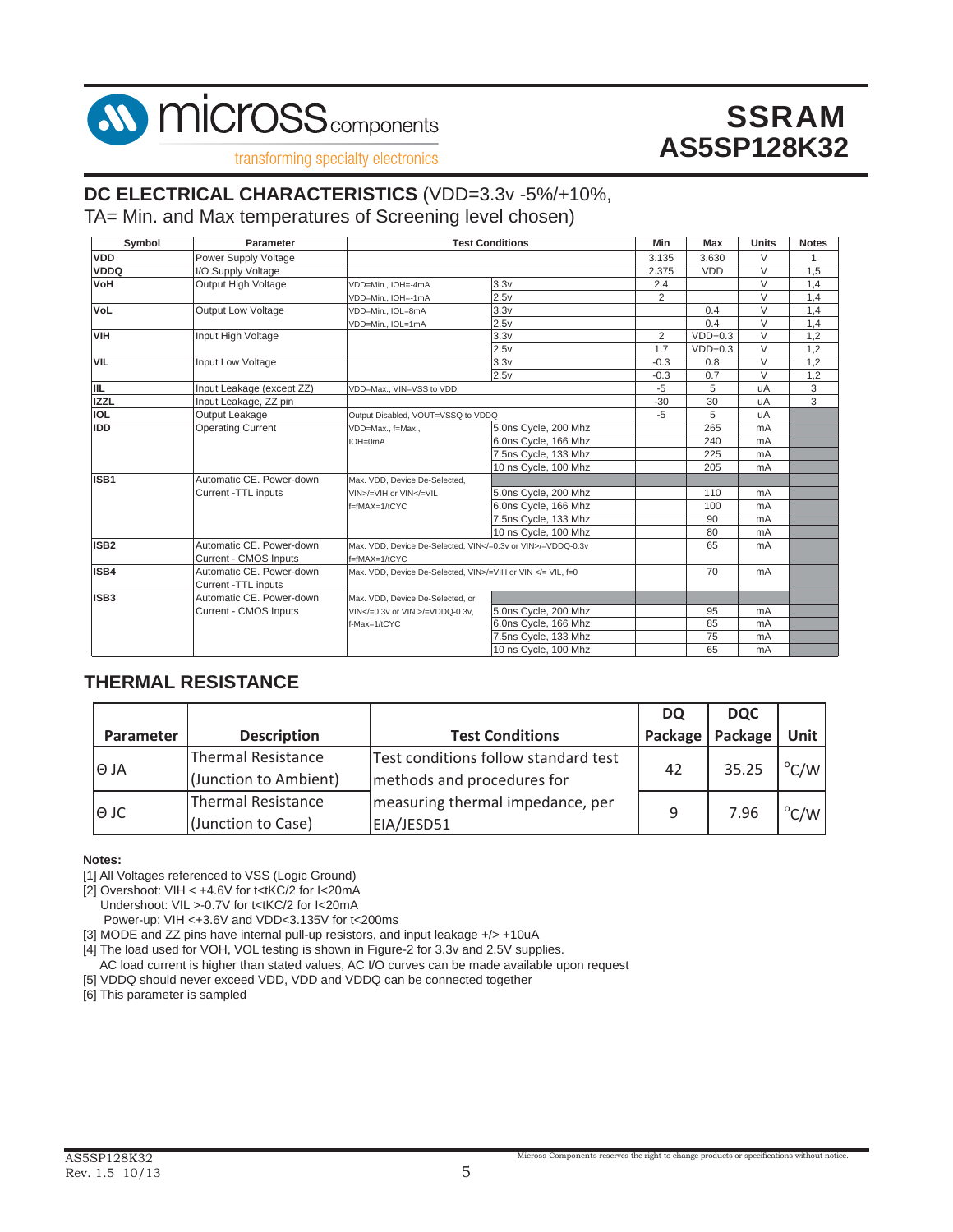## DC ELECTRICAL CHARACTERISTICS (VDD=3.3v -5%/+10%, TA= Min. and Max temperatures of Screening level chosen)

| Symbol | Parameter | Test Conditions | | Min | Max | Units | Notes |
|---|---|---|---|---|---|---|---|
| VDD | Power Supply Voltage | | | 3.135 | 3.630 | V | 1 |
| VDDQ | I/O Supply Voltage | | | 2.375 | VDD | V | 1,5 |
| VoH | Output High Voltage | VDD=Min., IOH=-4mA | 3.3v | 2.4 | | V | 1,4 |
| | | VDD=Min., IOH=-1mA | 2.5v | 2 | | V | 1,4 |
| VoL | Output Low Voltage | VDD=Min., IOL=8mA | 3.3v | | 0.4 | V | 1,4 |
| | | VDD=Min., IOL=1mA | 2.5v | | 0.4 | V | 1,4 |
| VIH | Input High Voltage | | 3.3v | 2 | VDD+0.3 | V | 1,2 |
| | | | 2.5v | 1.7 | VDD+0.3 | V | 1,2 |
| VIL | Input Low Voltage | | 3.3v | -0.3 | 0.8 | V | 1,2 |
| | | | 2.5v | -0.3 | 0.7 | V | 1,2 |
| IIL | Input Leakage (except ZZ) | VDD=Max., VIN=VSS to VDD | | -5 | 5 | uA | 3 |
| IZZL | Input Leakage, ZZ pin | | | -30 | 30 | uA | 3 |
| IOL | Output Leakage | Output Disabled, VOUT=VSSQ to VDDQ | | -5 | 5 | uA | |
| IDD | Operating Current | VDD=Max., f=Max., IOH=0mA | 5.0ns Cycle, 200 Mhz | | 265 | mA | |
| | | | 6.0ns Cycle, 166 Mhz | | 240 | mA | |
| | | | 7.5ns Cycle, 133 Mhz | | 225 | mA | |
| | | | 10 ns Cycle, 100 Mhz | | 205 | mA | |
| ISB1 | Automatic CE. Power-down Current -TTL inputs | Max. VDD, Device De-Selected, VIN>/=VIH or VIN</=VIL f=fMAX=1/tCYC | | | | | |
| | | | 5.0ns Cycle, 200 Mhz | | 110 | mA | |
| | | | 6.0ns Cycle, 166 Mhz | | 100 | mA | |
| | | | 7.5ns Cycle, 133 Mhz | | 90 | mA | |
| | | | 10 ns Cycle, 100 Mhz | | 80 | mA | |
| ISB2 | Automatic CE. Power-down Current - CMOS Inputs | Max. VDD, Device De-Selected, VIN</=0.3v or VIN>/=VDDQ-0.3v f=fMAX=1/tCYC | | | 65 | mA | |
| ISB4 | Automatic CE. Power-down Current -TTL inputs | Max. VDD, Device De-Selected, VIN>/=VIH or VIN </= VIL, f=0 | | | 70 | mA | |
| ISB3 | Automatic CE. Power-down Current - CMOS Inputs | Max. VDD, Device De-Selected, or VIN</=0.3v or VIN >/=VDDQ-0.3v, f-Max=1/tCYC | | | | | |
| | | | 5.0ns Cycle, 200 Mhz | | 95 | mA | |
| | | | 6.0ns Cycle, 166 Mhz | | 85 | mA | |
| | | | 7.5ns Cycle, 133 Mhz | | 75 | mA | |
| | | | 10 ns Cycle, 100 Mhz | | 65 | mA | |

## THERMAL RESISTANCE

| Parameter | Description | Test Conditions | DQ Package | DQC Package | Unit |
|---|---|---|---|---|---|
| Θ JA | Thermal Resistance (Junction to Ambient) | Test conditions follow standard test methods and procedures for measuring thermal impedance, per EIA/JESD51 | 42 | 35.25 | °C/W |
| Θ JC | Thermal Resistance (Junction to Case) | | 9 | 7.96 | °C/W |

**Notes:**

[1] All Voltages referenced to VSS (Logic Ground)

[2] Overshoot: VIH < +4.6V for t<tKC/2 for I<20mA
Undershoot: VIL >-0.7V for t<tKC/2 for I<20mA
Power-up: VIH <+3.6V and VDD<3.135V for t<200ms

[3] MODE and ZZ pins have internal pull-up resistors, and input leakage +/> +10uA

[4] The load used for VOH, VOL testing is shown in Figure-2 for 3.3v and 2.5V supplies.
AC load current is higher than stated values, AC I/O curves can be made available upon request

[5] VDDQ should never exceed VDD, VDD and VDDQ can be connected together

[6] This parameter is sampled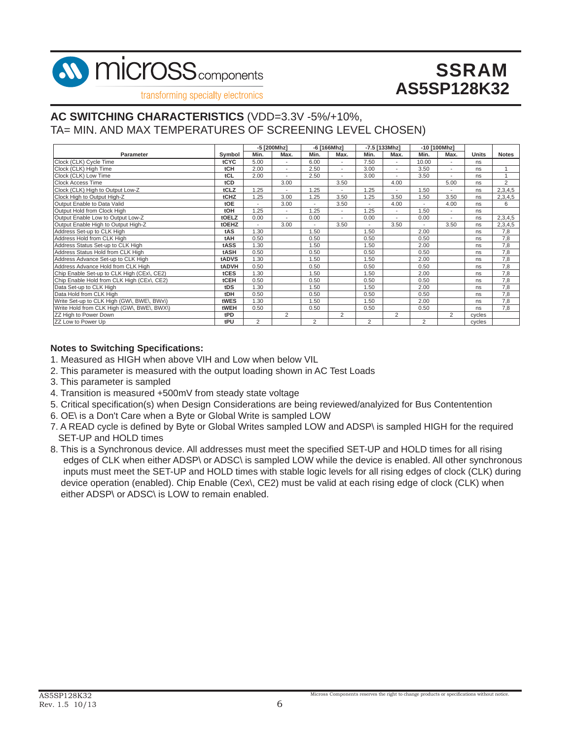## AC SWITCHING CHARACTERISTICS (VDD=3.3V -5%/+10%, TA= MIN. AND MAX TEMPERATURES OF SCREENING LEVEL CHOSEN)

| Parameter | Symbol | -5 [200Mhz] | | -6 [166Mhz] | | -7.5 [133Mhz] | | -10 [100Mhz] | | Units | Notes |
|---|---|---|---|---|---|---|---|---|---|---|---|
| | | Min. | Max. | Min. | Max. | Min. | Max. | Min. | Max. | | |
| Clock (CLK) Cycle Time | tCYC | 5.00 | - | 6.00 | - | 7.50 | - | 10.00 | - | ns | |
| Clock (CLK) High Time | tCH | 2.00 | - | 2.50 | - | 3.00 | - | 3.50 | - | ns | 1 |
| Clock (CLK) Low Time | tCL | 2.00 | - | 2.50 | - | 3.00 | - | 3.50 | - | ns | 1 |
| Clock Access Time | tCD | | 3.00 | | 3.50 | | 4.00 | | 5.00 | ns | 2 |
| Clock (CLK) High to Output Low-Z | tCLZ | 1.25 | - | 1.25 | - | 1.25 | - | 1.50 | - | ns | 2,3,4,5 |
| Clock High to Output High-Z | tCHZ | 1.25 | 3.00 | 1.25 | 3.50 | 1.25 | 3.50 | 1.50 | 3.50 | ns | 2,3,4,5 |
| Output Enable to Data Valid | tOE | - | 3.00 | - | 3.50 | - | 4.00 | - | 4.00 | ns | 6 |
| Output Hold from Clock High | tOH | 1.25 | - | 1.25 | - | 1.25 | - | 1.50 | - | ns | |
| Output Enable Low to Output Low-Z | tOELZ | 0.00 | - | 0.00 | - | 0.00 | - | 0.00 | - | ns | 2,3,4,5 |
| Output Enable High to Output High-Z | tOEHZ | - | 3.00 | - | 3.50 | - | 3.50 | - | 3.50 | ns | 2,3,4,5 |
| Address Set-up to CLK High | tAS | 1.30 | | 1.50 | | 1.50 | | 2.00 | | ns | 7,8 |
| Address Hold from CLK High | tAH | 0.50 | | 0.50 | | 0.50 | | 0.50 | | ns | 7,8 |
| Address Status Set-up to CLK High | tASS | 1.30 | | 1.50 | | 1.50 | | 2.00 | | ns | 7,8 |
| Address Status Hold from CLK High | tASH | 0.50 | | 0.50 | | 0.50 | | 0.50 | | ns | 7,8 |
| Address Advance Set-up to CLK High | tADVS | 1.30 | | 1.50 | | 1.50 | | 2.00 | | ns | 7,8 |
| Address Advance Hold from CLK High | tADVH | 0.50 | | 0.50 | | 0.50 | | 0.50 | | ns | 7,8 |
| Chip Enable Set-up to CLK High (CEx\, CE2) | tCES | 1.30 | | 1.50 | | 1.50 | | 2.00 | | ns | 7,8 |
| Chip Enable Hold from CLK High (CEx\, CE2) | tCEH | 0.50 | | 0.50 | | 0.50 | | 0.50 | | ns | 7,8 |
| Data Set-up to CLK High | tDS | 1.30 | | 1.50 | | 1.50 | | 2.00 | | ns | 7,8 |
| Data Hold from CLK High | tDH | 0.50 | | 0.50 | | 0.50 | | 0.50 | | ns | 7,8 |
| Write Set-up to CLK High (GW\, BWE\, BWx\) | tWES | 1.30 | | 1.50 | | 1.50 | | 2.00 | | ns | 7,8 |
| Write Hold from CLK High (GW\, BWE\, BWX\) | tWEH | 0.50 | | 0.50 | | 0.50 | | 0.50 | | ns | 7,8 |
| ZZ High to Power Down | tPD | | 2 | | 2 | | 2 | | 2 | cycles | |
| ZZ Low to Power Up | tPU | 2 | | 2 | | 2 | | 2 | | cycles | |

**Notes to Switching Specifications:**

1. Measured as HIGH when above VIH and Low when below VIL
2. This parameter is measured with the output loading shown in AC Test Loads
3. This parameter is sampled
4. Transition is measured +500mV from steady state voltage
5. Critical specification(s) when Design Considerations are being reviewed/analyized for Bus Contentention
6. OE\ is a Don't Care when a Byte or Global Write is sampled LOW
7. A READ cycle is defined by Byte or Global Writes sampled LOW and ADSP\ is sampled HIGH for the required SET-UP and HOLD times
8. This is a Synchronous device. All addresses must meet the specified SET-UP and HOLD times for all rising edges of CLK when either ADSP\ or ADSC\ is sampled LOW while the device is enabled. All other synchronous inputs must meet the SET-UP and HOLD times with stable logic levels for all rising edges of clock (CLK) during device operation (enabled). Chip Enable (Cex\, CE2) must be valid at each rising edge of clock (CLK) when either ADSP\ or ADSC\ is LOW to remain enabled.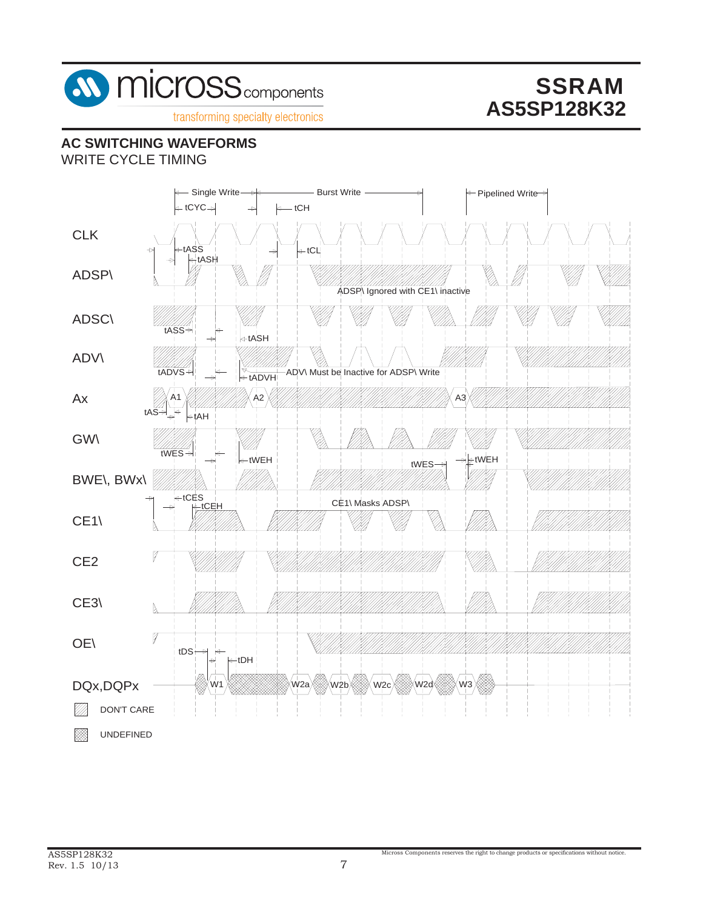## AC SWITCHING WAVEFORMS

WRITE CYCLE TIMING

Single Write — Burst Write — Pipelined Write

tCYC, tCH, tCL

CLK

tASS, tASH

ADSP\

ADSP\ Ignored with CE1\ inactive

ADSC\

tASS, tASH

ADV\

tADVS, tADVH

ADV\ Must be Inactive for ADSP\ Write

Ax

A1, A2, A3

tAS, tAH

GW\

tWES, tWEH

BWE\, BWx\

tWES, tWEH

tCES, tCEH

CE1\

CE1\ Masks ADSP\

CE2

CE3\

OE\

tDS, tDH

DQx,DQPx

W1, W2a, W2b, W2c, W2d, W3

DON'T CARE

UNDEFINED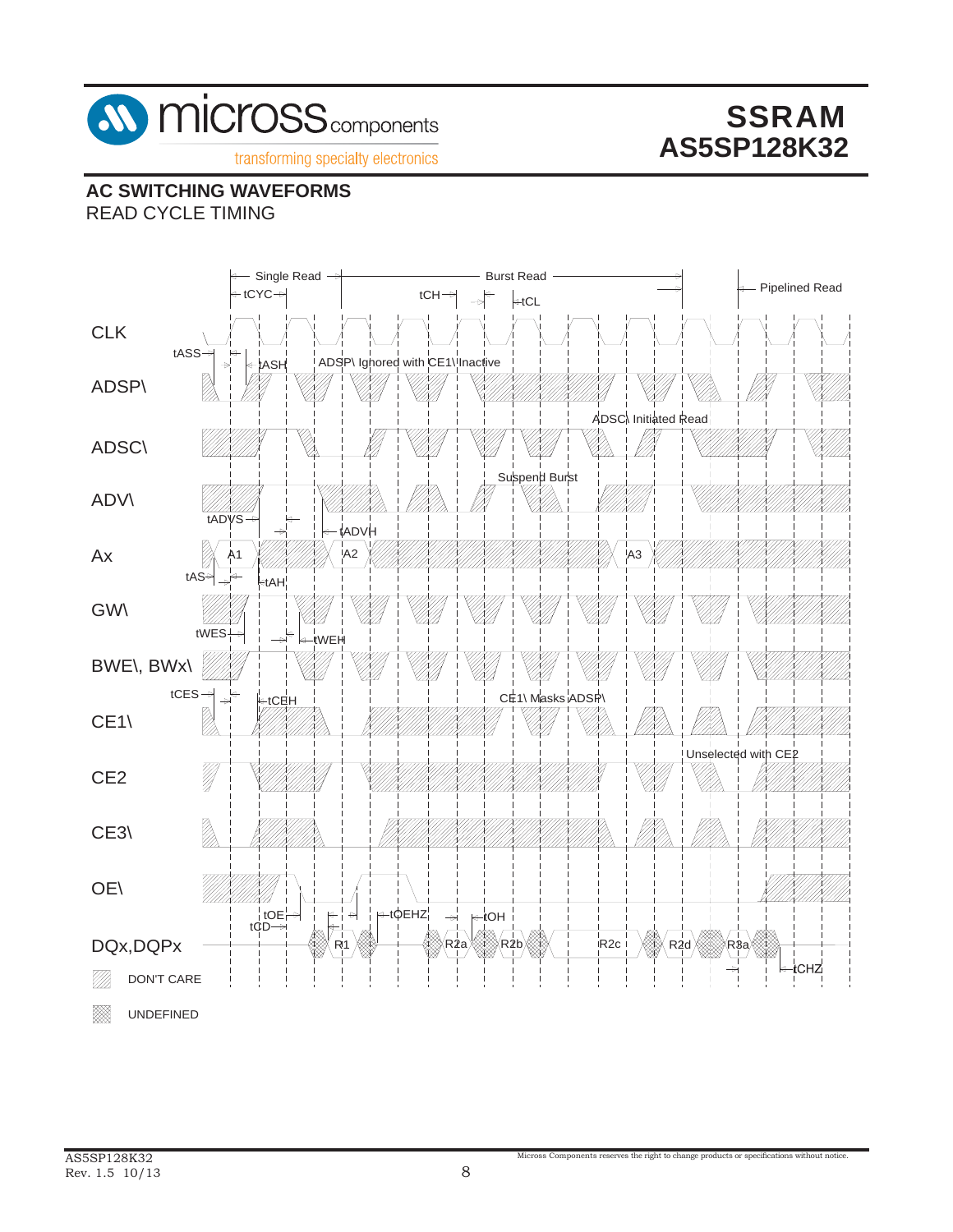## AC SWITCHING WAVEFORMS

READ CYCLE TIMING

Single Read | Burst Read | Pipelined Read

tCYC, tCH, tCL

CLK

tASS, tASH

ADSP\ Ignored with CE1\ Inactive

ADSP\

ADSC\ Initiated Read

ADSC\

Suspend Burst

ADV\

tADVS, tADVH

Ax

A1, A2, A3

tAS, tAH

GW\

tWES, tWEH

BWE\, BWx\

tCES, tCEH

CE1\ Masks ADSP\

CE1\

Unselected with CE2

CE2

CE3\

OE\

tOE, tCD, tOEHZ, tOH

DQx,DQPx

R1, R2a, R2b, R2c, R2d, R3a

tCHZ

DON'T CARE

UNDEFINED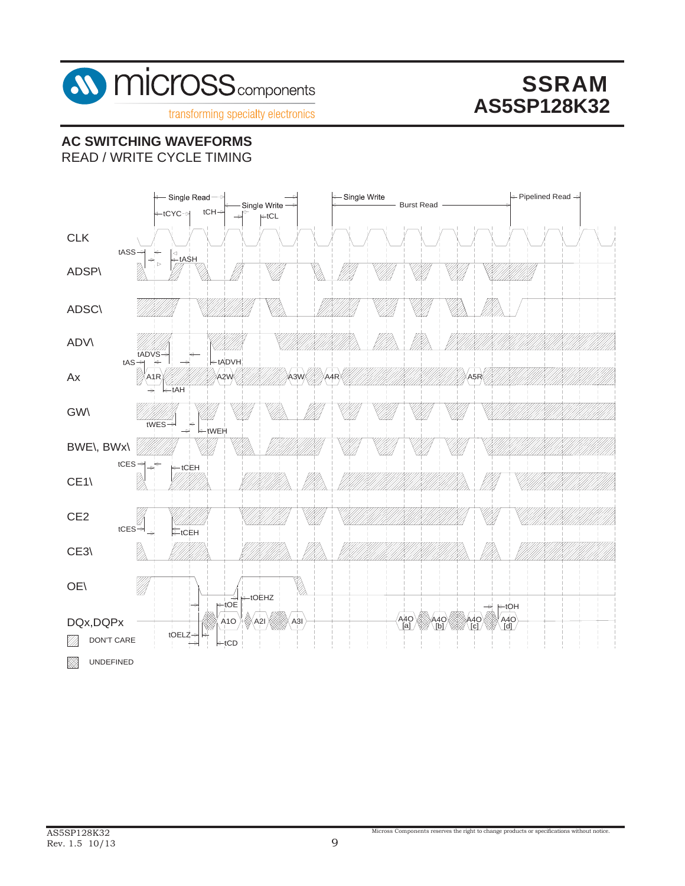## AC SWITCHING WAVEFORMS

READ / WRITE CYCLE TIMING

Single Read | Single Write | Single Write | Burst Read | Pipelined Read

tCYC tCH tCL

CLK

tASS tASH

ADSP\

ADSC\

ADV\

tADVS tADVH

tAS

Ax A1R A2W A3W A4R A5R

tAH

GW\

tWES tWEH

BWE\, BWx\

tCES tCEH

CE1\

CE2

tCES tCEH

CE3\

OE\

tOEHZ

tOE tOH

DQx,DQPx A1O A2I A3I A4O [a] A4O [b] A4O [c] A4O [d]

tOELZ

tCD

DON'T CARE

UNDEFINED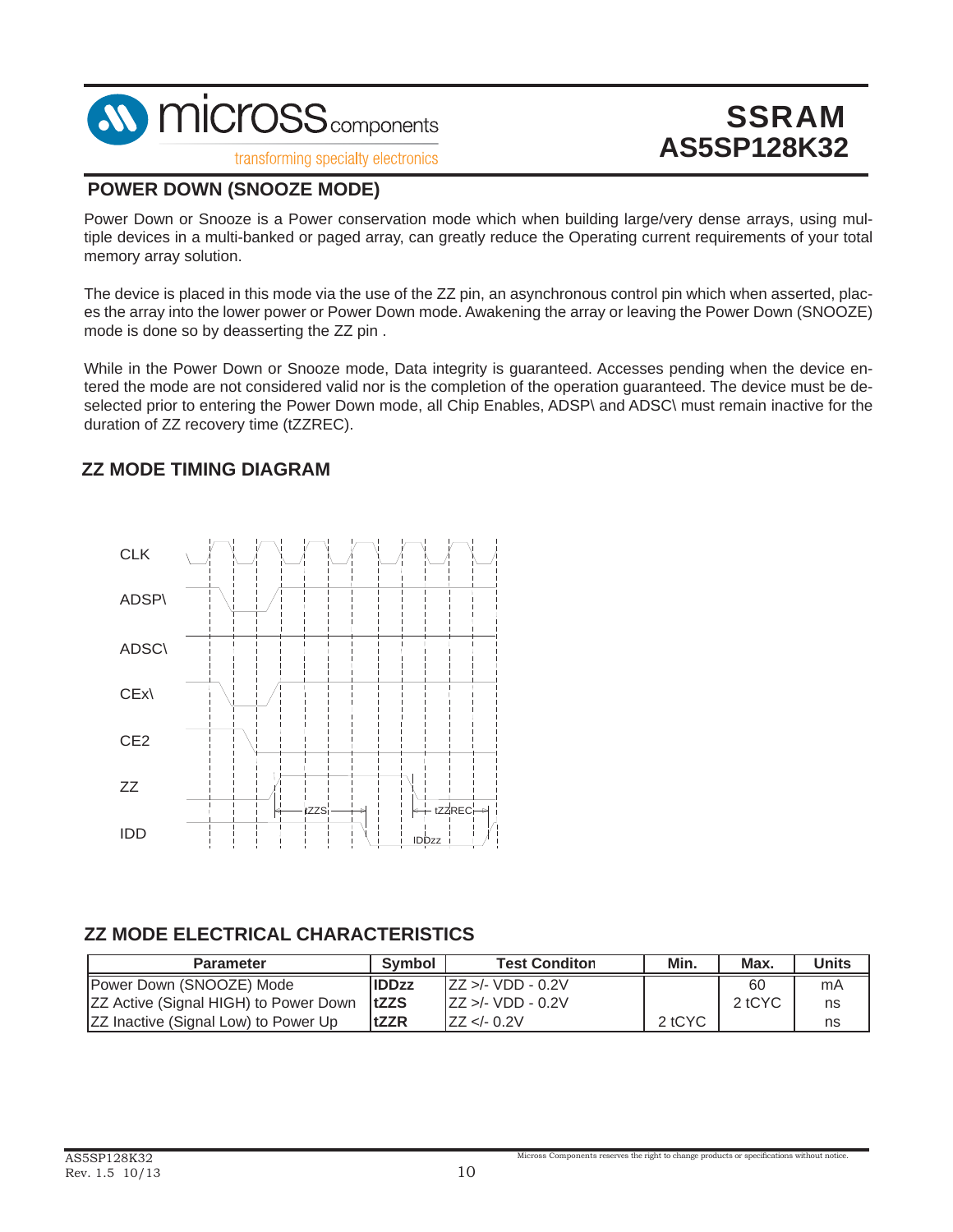## POWER DOWN (SNOOZE MODE)

Power Down or Snooze is a Power conservation mode which when building large/very dense arrays, using multiple devices in a multi-banked or paged array, can greatly reduce the Operating current requirements of your total memory array solution.

The device is placed in this mode via the use of the ZZ pin, an asynchronous control pin which when asserted, places the array into the lower power or Power Down mode. Awakening the array or leaving the Power Down (SNOOZE) mode is done so by deasserting the ZZ pin .

While in the Power Down or Snooze mode, Data integrity is guaranteed. Accesses pending when the device entered the mode are not considered valid nor is the completion of the operation guaranteed. The device must be deselected prior to entering the Power Down mode, all Chip Enables, ADSP\ and ADSC\ must remain inactive for the duration of ZZ recovery time (tZZREC).

## ZZ MODE TIMING DIAGRAM

CLK

ADSP\

ADSC\

CEx\

CE2

ZZ

IDD

tZZS

tZZREC

IDDzz

## ZZ MODE ELECTRICAL CHARACTERISTICS

| Parameter | Symbol | Test Conditon | Min. | Max. | Units |
|---|---|---|---|---|---|
| Power Down (SNOOZE) Mode | **IDDzz** | ZZ >/- VDD - 0.2V | | 60 | mA |
| ZZ Active (Signal HIGH) to Power Down | **tZZS** | ZZ >/- VDD - 0.2V | | 2 tCYC | ns |
| ZZ Inactive (Signal Low) to Power Up | **tZZR** | ZZ </- 0.2V | 2 tCYC | | ns |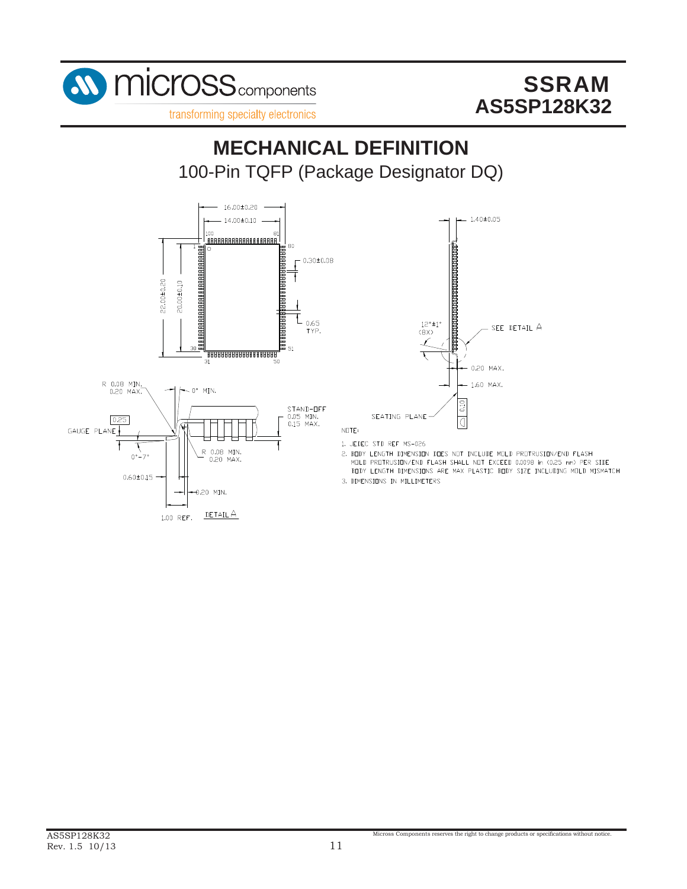# MECHANICAL DEFINITION

## 100-Pin TQFP (Package Designator DQ)

16.00±0.20

14.00±0.10

1.40±0.05

0.30±0.08

0.65 TYP.

22.00±0.20

20.00±0.10

12°±1° (8X)

SEE DETAIL A

0.20 MAX.

1.60 MAX.

R 0.08 MIN. 0.20 MAX.

0° MIN.

STAND-OFF 0.05 MIN. 0.15 MAX.

0.25

GAUGE PLANE

0°-7°

R 0.08 MIN. 0.20 MAX.

0.60±0.15

0.20 MIN.

1.00 REF.

DETAIL A

SEATING PLANE

0.10

NOTE:

1. JEDEC STD REF MS-026
2. BODY LENGTH DIMENSION DOES NOT INCLUDE MOLD PROTRUSION/END FLASH MOLD PROTRUSION/END FLASH SHALL NOT EXCEED 0.0098 in (0.25 mm) PER SIDE BODY LENGTH DIMENSIONS ARE MAX PLASTIC BODY SIZE INCLUDING MOLD MISMATCH
3. DIMENSIONS IN MILLIMETERS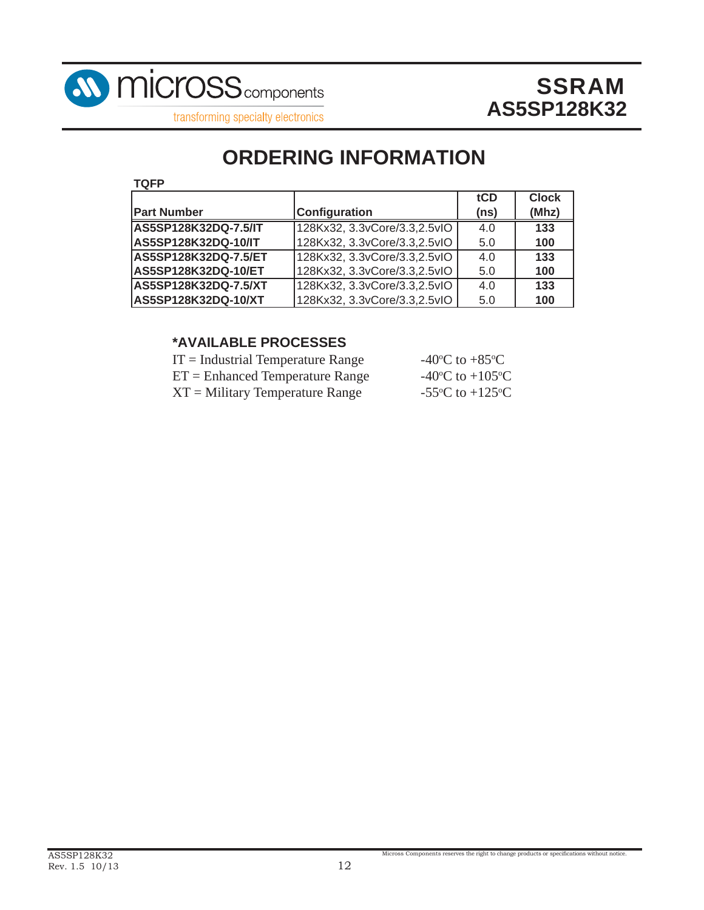# ORDERING INFORMATION

**TQFP**

| Part Number | Configuration | tCD (ns) | Clock (Mhz) |
|---|---|---|---|
| **AS5SP128K32DQ-7.5/IT** | 128Kx32, 3.3vCore/3.3,2.5vIO | 4.0 | **133** |
| **AS5SP128K32DQ-10/IT** | 128Kx32, 3.3vCore/3.3,2.5vIO | 5.0 | **100** |
| **AS5SP128K32DQ-7.5/ET** | 128Kx32, 3.3vCore/3.3,2.5vIO | 4.0 | **133** |
| **AS5SP128K32DQ-10/ET** | 128Kx32, 3.3vCore/3.3,2.5vIO | 5.0 | **100** |
| **AS5SP128K32DQ-7.5/XT** | 128Kx32, 3.3vCore/3.3,2.5vIO | 4.0 | **133** |
| **AS5SP128K32DQ-10/XT** | 128Kx32, 3.3vCore/3.3,2.5vIO | 5.0 | **100** |

## *AVAILABLE PROCESSES

| | |
|---|---|
| IT = Industrial Temperature Range | -40°C to +85°C |
| ET = Enhanced Temperature Range | -40°C to +105°C |
| XT = Military Temperature Range | -55°C to +125°C |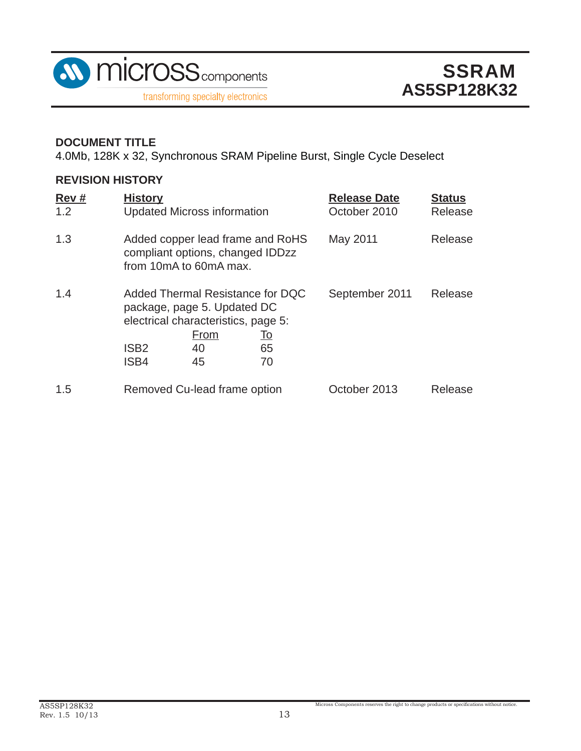**SSRAM**
**AS5SP128K32**

**DOCUMENT TITLE**

4.0Mb, 128K x 32, Synchronous SRAM Pipeline Burst, Single Cycle Deselect

**REVISION HISTORY**

| Rev # | History | Release Date | Status |
|---|---|---|---|
| 1.2 | Updated Micross information | October 2010 | Release |
| 1.3 | Added copper lead frame and RoHS compliant options, changed IDDzz from 10mA to 60mA max. | May 2011 | Release |
| 1.4 | Added Thermal Resistance for DQC package, page 5. Updated DC electrical characteristics, page 5:<br>From / To<br>ISB2: 40 → 65<br>ISB4: 45 → 70 | September 2011 | Release |
| 1.5 | Removed Cu-lead frame option | October 2013 | Release |